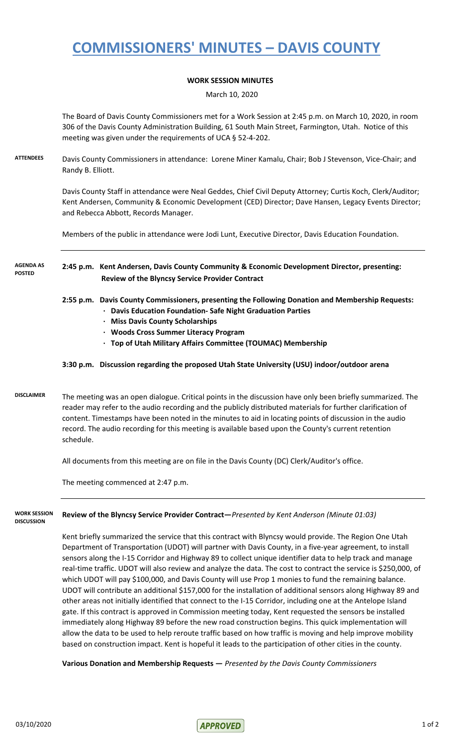# COMMISSIONERS' MINUTES – DAVIS COUNTY

**WORK SESSION MINUTES**

March 10, 2020

The Board of Davis County Commissioners met for a Work Session at 2:45 p.m. on March 10, 2020, in room 306 of the Davis County Administration Building, 61 South Main Street, Farmington, Utah. Notice of this meeting was given under the requirements of UCA § 52-4-202.

**ATTENDEES**

Davis County Commissioners in attendance: Lorene Miner Kamalu, Chair; Bob J Stevenson, Vice-Chair; and Randy B. Elliott.

Davis County Staff in attendance were Neal Geddes, Chief Civil Deputy Attorney; Curtis Koch, Clerk/Auditor; Kent Andersen, Community & Economic Development (CED) Director; Dave Hansen, Legacy Events Director; and Rebecca Abbott, Records Manager.

Members of the public in attendance were Jodi Lunt, Executive Director, Davis Education Foundation.

**AGENDA AS POSTED**

**2:45 p.m. Kent Andersen, Davis County Community & Economic Development Director, presenting: Review of the Blyncsy Service Provider Contract**

**2:55 p.m. Davis County Commissioners, presenting the Following Donation and Membership Requests:**

- **Davis Education Foundation- Safe Night Graduation Parties**
- **Miss Davis County Scholarships**
- **Woods Cross Summer Literacy Program**
- **Top of Utah Military Affairs Committee (TOUMAC) Membership**

**3:30 p.m. Discussion regarding the proposed Utah State University (USU) indoor/outdoor arena**

**DISCLAIMER**

The meeting was an open dialogue. Critical points in the discussion have only been briefly summarized. The reader may refer to the audio recording and the publicly distributed materials for further clarification of content. Timestamps have been noted in the minutes to aid in locating points of discussion in the audio record. The audio recording for this meeting is available based upon the County's current retention schedule.

All documents from this meeting are on file in the Davis County (DC) Clerk/Auditor's office.

The meeting commenced at 2:47 p.m.

**WORK SESSION DISCUSSION**

**Review of the Blyncsy Service Provider Contract—***Presented by Kent Anderson (Minute 01:03)*

Kent briefly summarized the service that this contract with Blyncsy would provide. The Region One Utah Department of Transportation (UDOT) will partner with Davis County, in a five-year agreement, to install sensors along the I-15 Corridor and Highway 89 to collect unique identifier data to help track and manage real-time traffic. UDOT will also review and analyze the data. The cost to contract the service is $250,000, of which UDOT will pay $100,000, and Davis County will use Prop 1 monies to fund the remaining balance. UDOT will contribute an additional $157,000 for the installation of additional sensors along Highway 89 and other areas not initially identified that connect to the I-15 Corridor, including one at the Antelope Island gate. If this contract is approved in Commission meeting today, Kent requested the sensors be installed immediately along Highway 89 before the new road construction begins. This quick implementation will allow the data to be used to help reroute traffic based on how traffic is moving and help improve mobility based on construction impact. Kent is hopeful it leads to the participation of other cities in the county.

**Various Donation and Membership Requests —** *Presented by the Davis County Commissioners*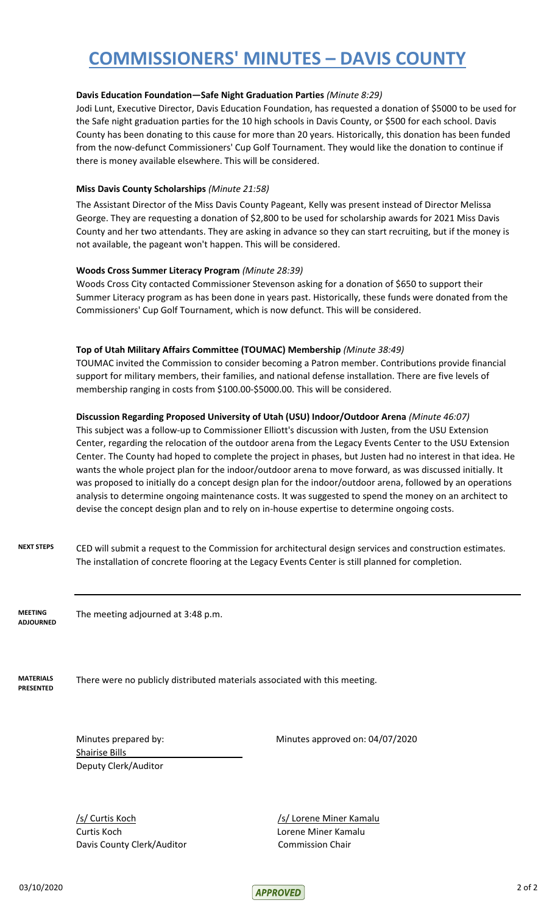# COMMISSIONERS' MINUTES – DAVIS COUNTY

**Davis Education Foundation—Safe Night Graduation Parties** *(Minute 8:29)*

Jodi Lunt, Executive Director, Davis Education Foundation, has requested a donation of $5000 to be used for the Safe night graduation parties for the 10 high schools in Davis County, or $500 for each school. Davis County has been donating to this cause for more than 20 years. Historically, this donation has been funded from the now-defunct Commissioners' Cup Golf Tournament. They would like the donation to continue if there is money available elsewhere. This will be considered.

**Miss Davis County Scholarships** *(Minute 21:58)*

The Assistant Director of the Miss Davis County Pageant, Kelly was present instead of Director Melissa George. They are requesting a donation of $2,800 to be used for scholarship awards for 2021 Miss Davis County and her two attendants. They are asking in advance so they can start recruiting, but if the money is not available, the pageant won't happen. This will be considered.

**Woods Cross Summer Literacy Program** *(Minute 28:39)*

Woods Cross City contacted Commissioner Stevenson asking for a donation of $650 to support their Summer Literacy program as has been done in years past. Historically, these funds were donated from the Commissioners' Cup Golf Tournament, which is now defunct. This will be considered.

**Top of Utah Military Affairs Committee (TOUMAC) Membership** *(Minute 38:49)*

TOUMAC invited the Commission to consider becoming a Patron member. Contributions provide financial support for military members, their families, and national defense installation. There are five levels of membership ranging in costs from $100.00-$5000.00. This will be considered.

**Discussion Regarding Proposed University of Utah (USU) Indoor/Outdoor Arena** *(Minute 46:07)*

This subject was a follow-up to Commissioner Elliott's discussion with Justen, from the USU Extension Center, regarding the relocation of the outdoor arena from the Legacy Events Center to the USU Extension Center. The County had hoped to complete the project in phases, but Justen had no interest in that idea. He wants the whole project plan for the indoor/outdoor arena to move forward, as was discussed initially. It was proposed to initially do a concept design plan for the indoor/outdoor arena, followed by an operations analysis to determine ongoing maintenance costs. It was suggested to spend the money on an architect to devise the concept design plan and to rely on in-house expertise to determine ongoing costs.

**NEXT STEPS** CED will submit a request to the Commission for architectural design services and construction estimates. The installation of concrete flooring at the Legacy Events Center is still planned for completion.

**MEETING ADJOURNED** The meeting adjourned at 3:48 p.m.

**MATERIALS PRESENTED** There were no publicly distributed materials associated with this meeting.

Minutes prepared by: Shairise Bills, Deputy Clerk/Auditor

Minutes approved on: 04/07/2020

/s/ Curtis Koch
Curtis Koch
Davis County Clerk/Auditor

/s/ Lorene Miner Kamalu
Lorene Miner Kamalu
Commission Chair

03/10/2020

APPROVED